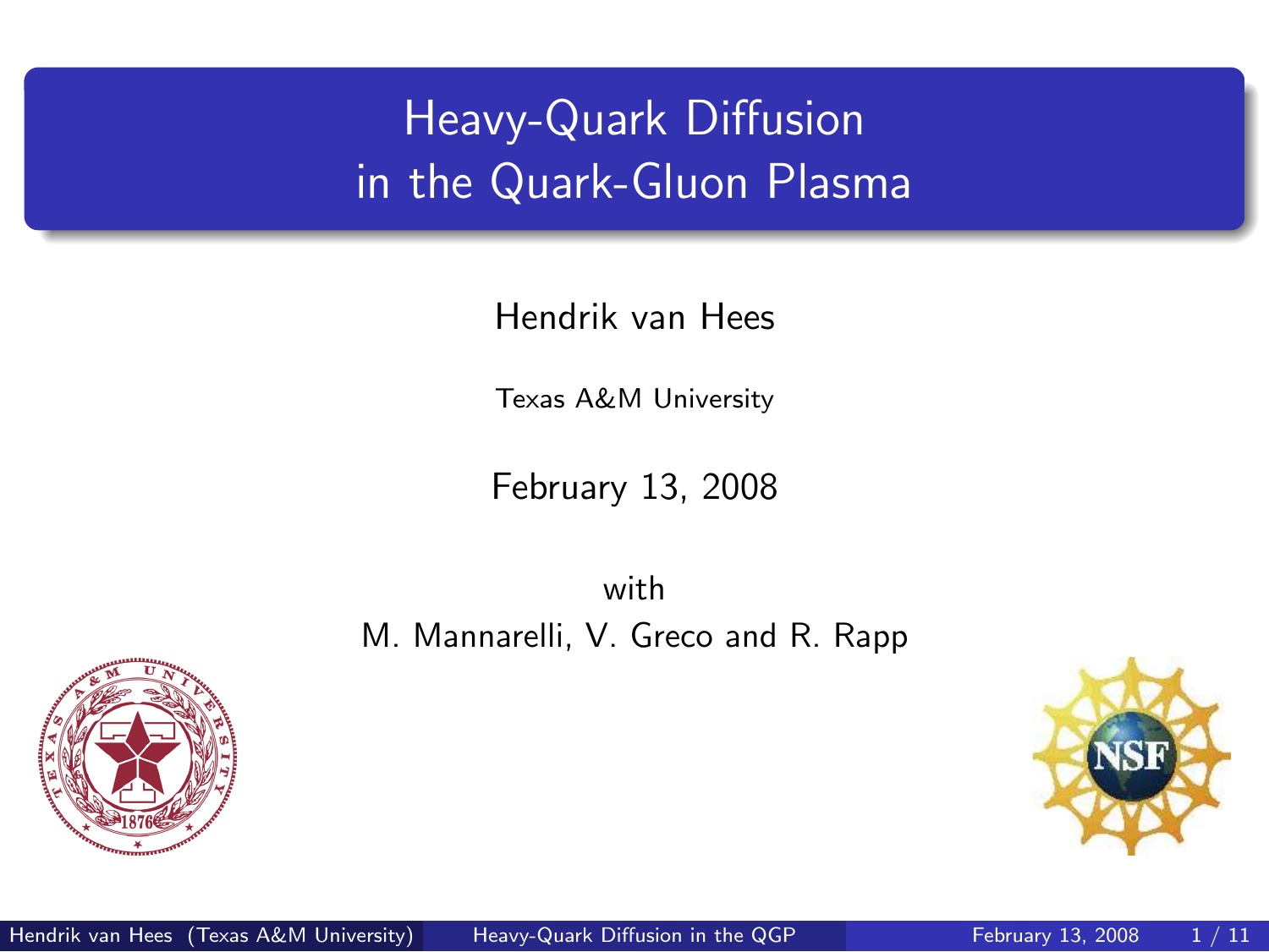# Heavy-Quark Diffusion in the Quark-Gluon Plasma

Hendrik van Hees

Texas A&M University

February 13, 2008

with

M. Mannarelli, V. Greco and R. Rapp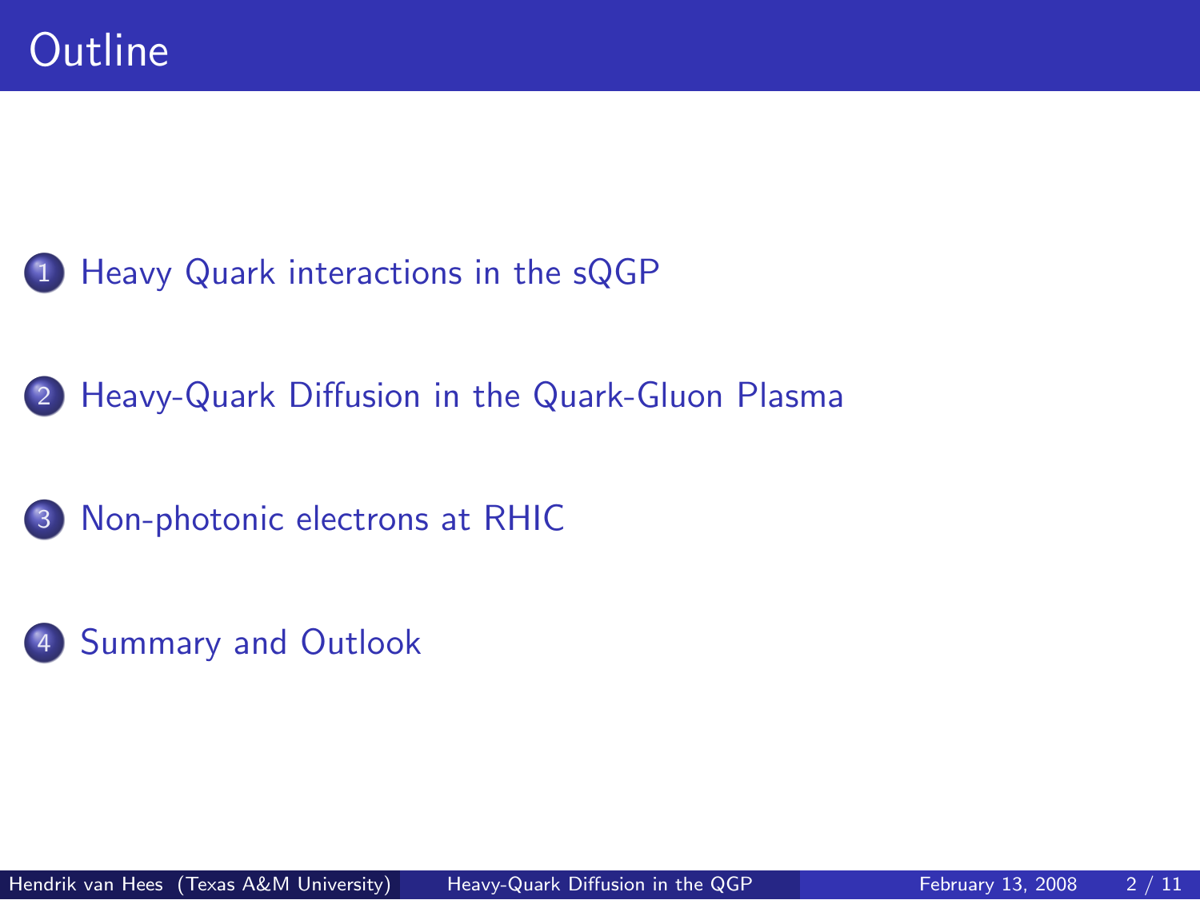# Outline

1. Heavy Quark interactions in the sQGP
2. Heavy-Quark Diffusion in the Quark-Gluon Plasma
3. Non-photonic electrons at RHIC
4. Summary and Outlook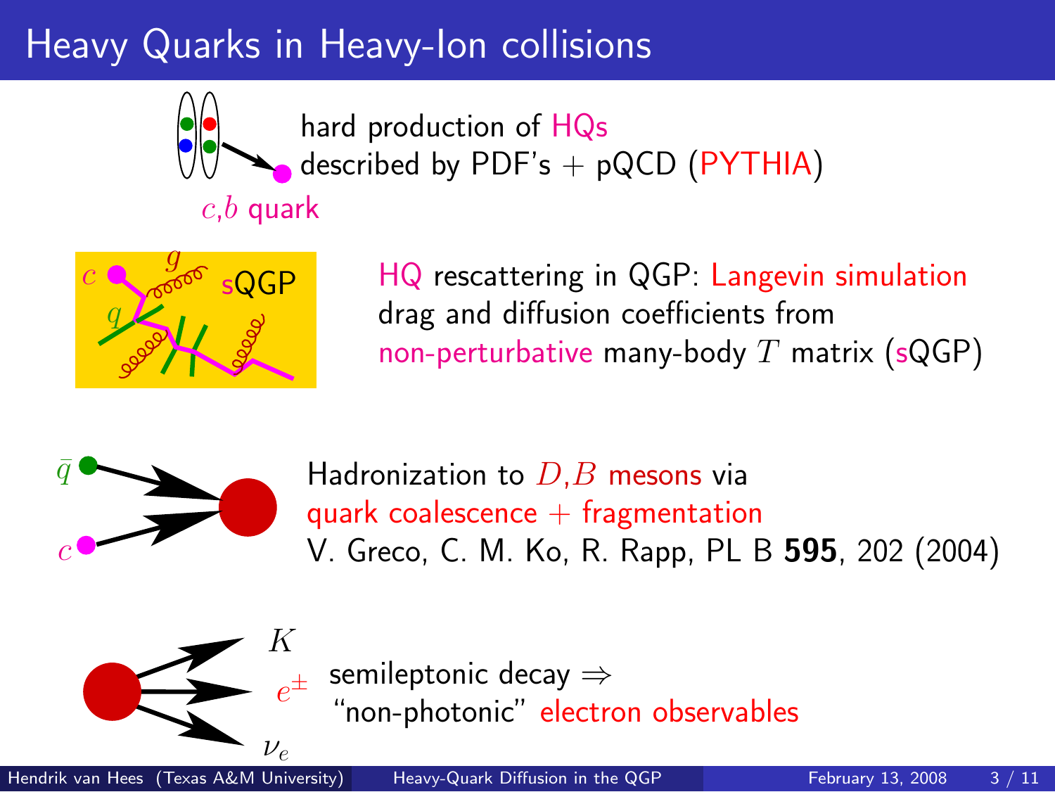# Heavy Quarks in Heavy-Ion collisions

$c$,$b$ quark

hard production of HQs
described by PDF's + pQCD (PYTHIA)

HQ rescattering in QGP: Langevin simulation
drag and diffusion coefficients from
non-perturbative many-body $T$ matrix (sQGP)

Hadronization to $D$,$B$ mesons via
quark coalescence + fragmentation
V. Greco, C. M. Ko, R. Rapp, PL B **595**, 202 (2004)

semileptonic decay ⇒
"non-photonic" electron observables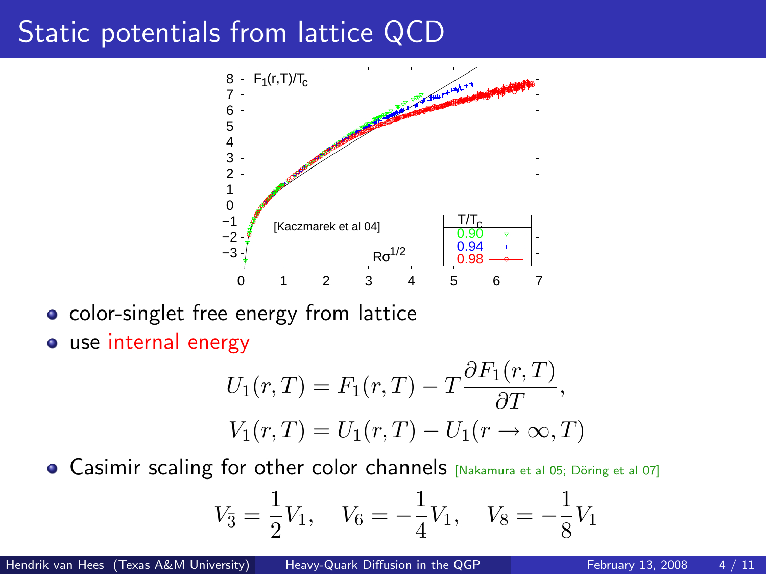# Static potentials from lattice QCD

- color-singlet free energy from lattice
- use internal energy

$$U_1(r,T) = F_1(r,T) - T\frac{\partial F_1(r,T)}{\partial T},$$
$$V_1(r,T) = U_1(r,T) - U_1(r \to \infty, T)$$

- Casimir scaling for other color channels [Nakamura et al 05; Döring et al 07]

$$V_{\bar{3}} = \frac{1}{2}V_1, \quad V_6 = -\frac{1}{4}V_1, \quad V_8 = -\frac{1}{8}V_1$$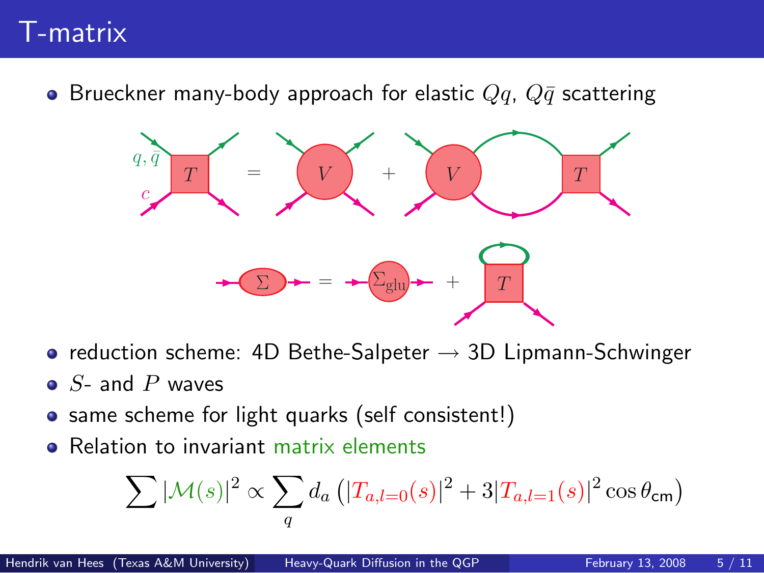# T-matrix

- Brueckner many-body approach for elastic $Qq$, $Q\bar{q}$ scattering

- reduction scheme: 4D Bethe-Salpeter → 3D Lipmann-Schwinger
- $S$- and $P$ waves
- same scheme for light quarks (self consistent!)
- Relation to invariant matrix elements

$$\sum |\mathcal{M}(s)|^2 \propto \sum_q d_a \left( |T_{a,l=0}(s)|^2 + 3|T_{a,l=1}(s)|^2 \cos\theta_{\text{cm}} \right)$$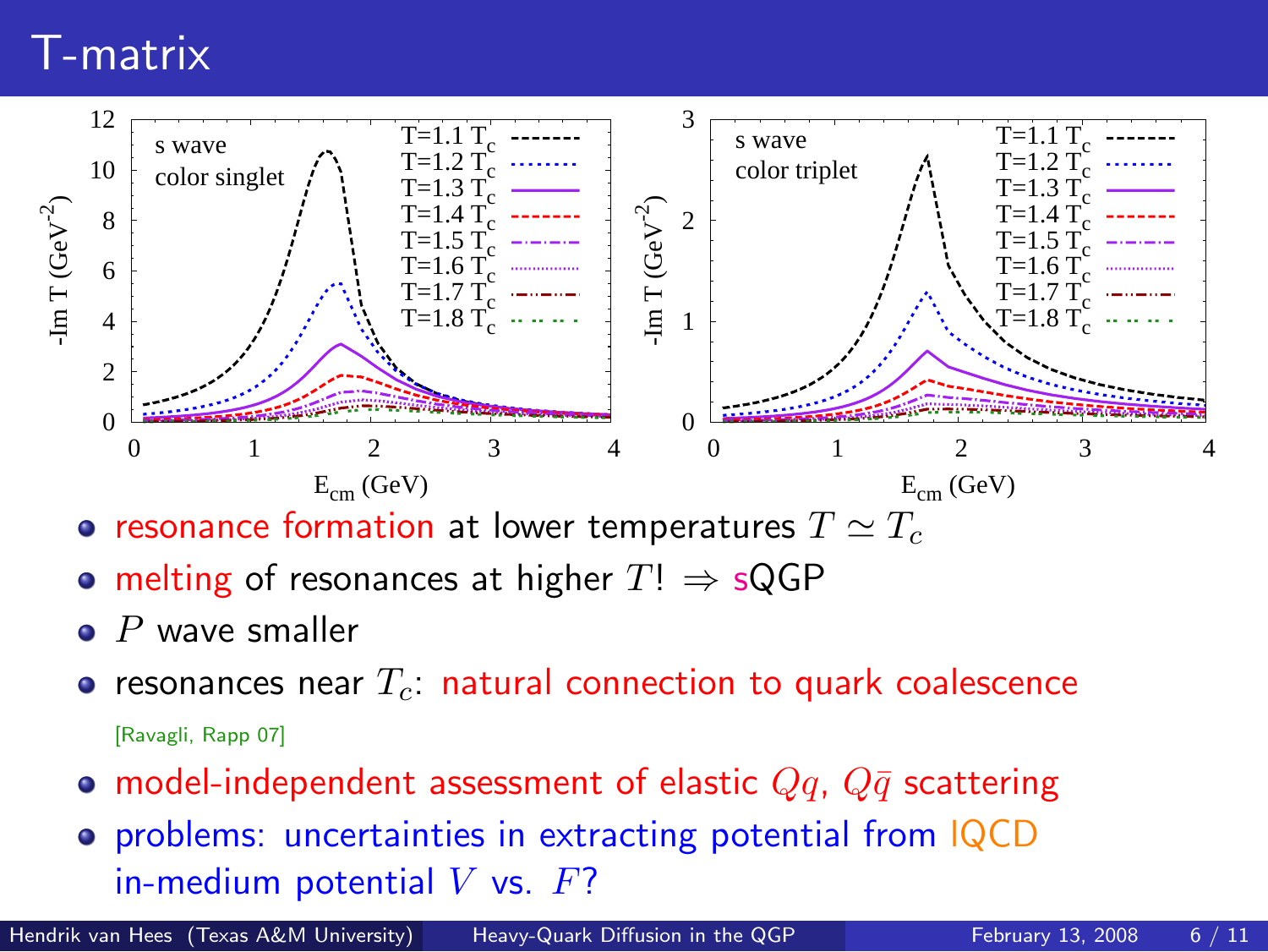# T-matrix

- resonance formation at lower temperatures $T \simeq T_c$
- melting of resonances at higher $T$! $\Rightarrow$ sQGP
- $P$ wave smaller
- resonances near $T_c$: natural connection to quark coalescence

  [Ravagli, Rapp 07]
- model-independent assessment of elastic $Qq$, $Q\bar{q}$ scattering
- problems: uncertainties in extracting potential from lQCD

  in-medium potential $V$ vs. $F$?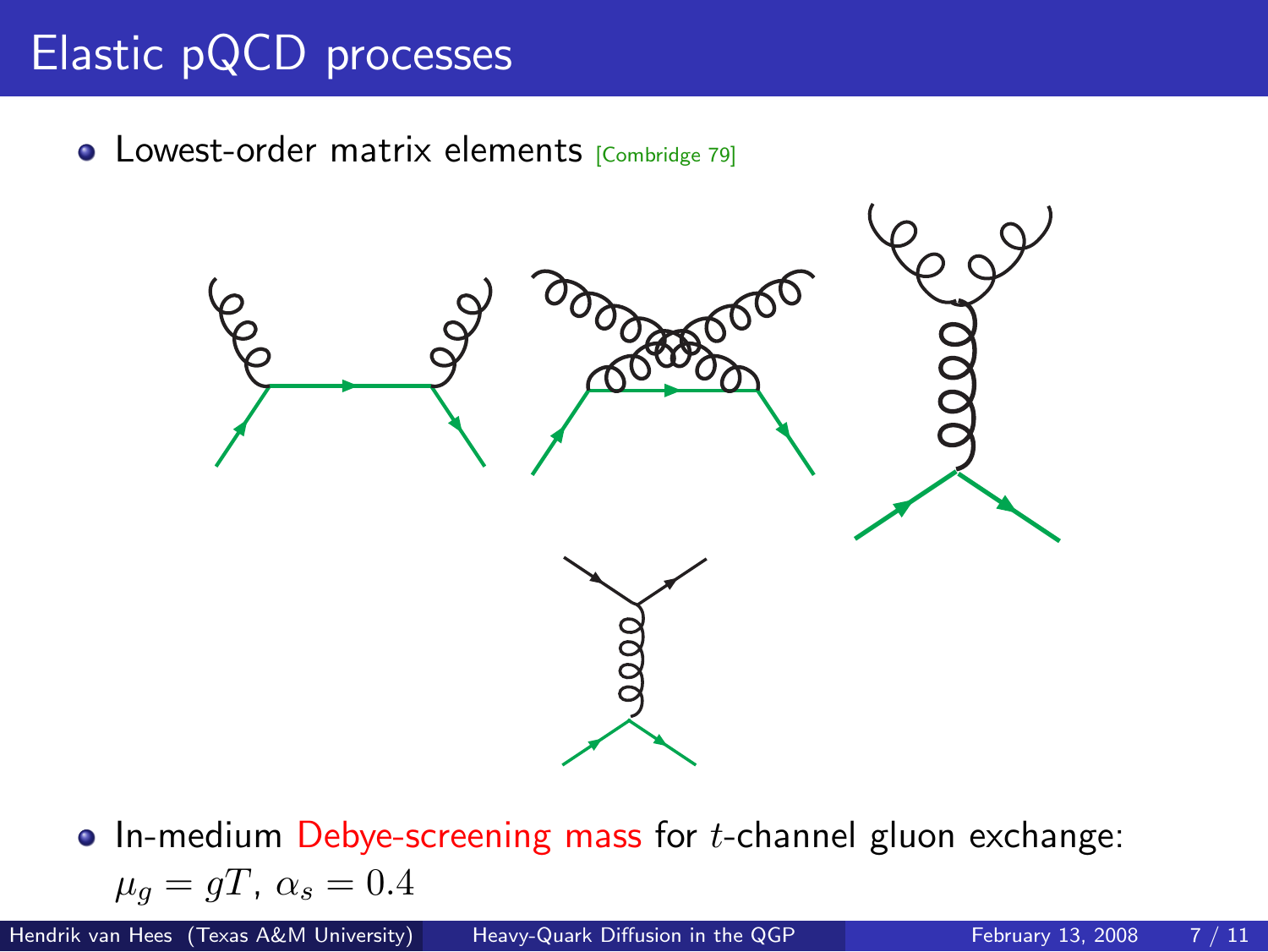# Elastic pQCD processes

- Lowest-order matrix elements [Combridge 79]

- In-medium Debye-screening mass for $t$-channel gluon exchange: $\mu_g = gT$, $\alpha_s = 0.4$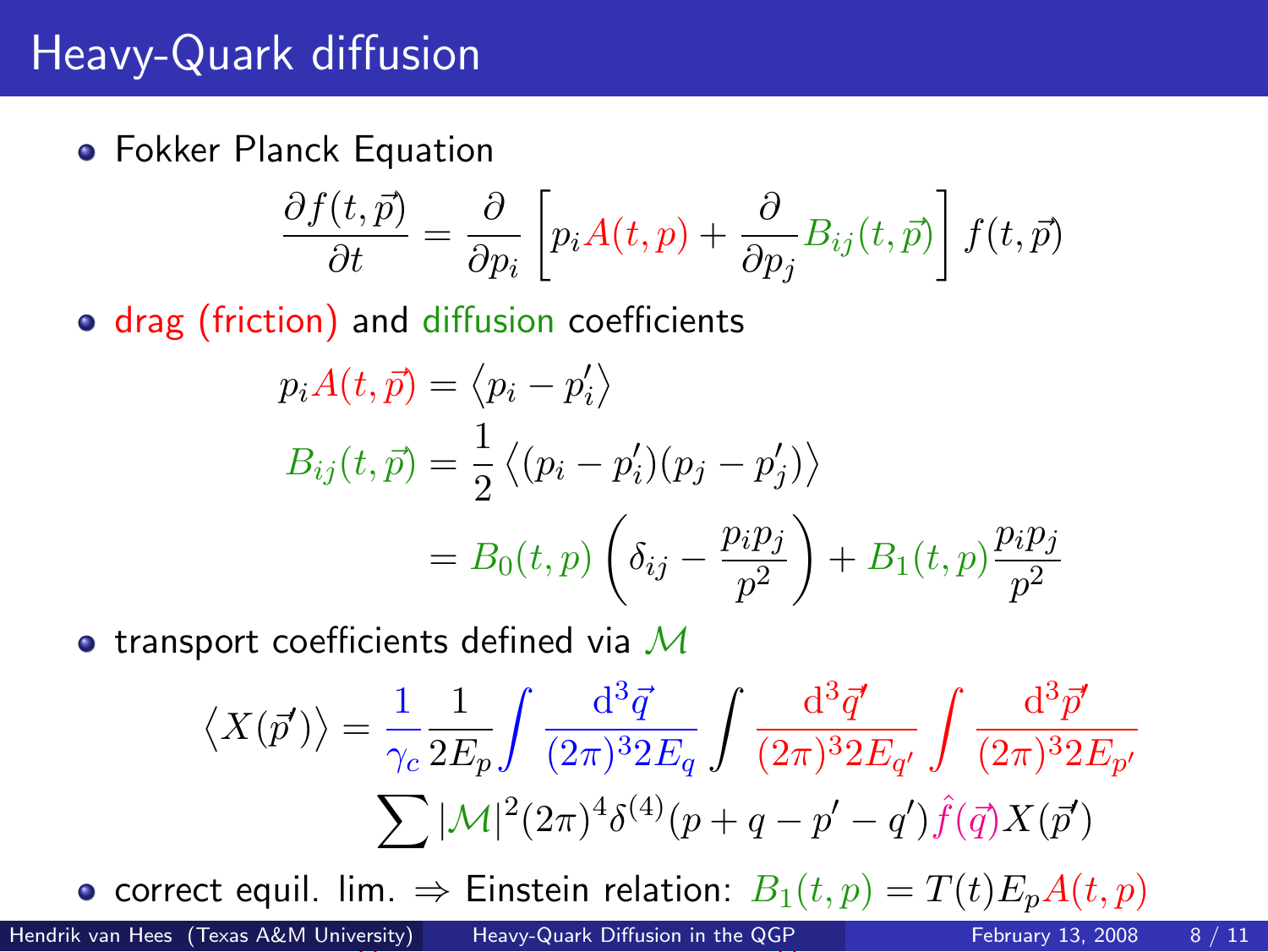# Heavy-Quark diffusion

- Fokker Planck Equation

$$\frac{\partial f(t,\vec{p})}{\partial t} = \frac{\partial}{\partial p_i}\left[p_i A(t,p) + \frac{\partial}{\partial p_j} B_{ij}(t,\vec{p})\right] f(t,\vec{p})$$

- drag (friction) and diffusion coefficients

$$p_i A(t,\vec{p}) = \left\langle p_i - p_i' \right\rangle$$

$$B_{ij}(t,\vec{p}) = \frac{1}{2}\left\langle (p_i - p_i')(p_j - p_j') \right\rangle$$

$$= B_0(t,p)\left(\delta_{ij} - \frac{p_i p_j}{p^2}\right) + B_1(t,p)\frac{p_i p_j}{p^2}$$

- transport coefficients defined via $\mathcal{M}$

$$\left\langle X(\vec{p}') \right\rangle = \frac{1}{\gamma_c}\frac{1}{2E_p}\int \frac{\mathrm{d}^3\vec{q}}{(2\pi)^3 2E_q}\int \frac{\mathrm{d}^3\vec{q}'}{(2\pi)^3 2E_{q'}}\int \frac{\mathrm{d}^3\vec{p}'}{(2\pi)^3 2E_{p'}} \sum |\mathcal{M}|^2 (2\pi)^4 \delta^{(4)}(p+q-p'-q')\hat{f}(\vec{q})X(\vec{p}')$$

- correct equil. lim. $\Rightarrow$ Einstein relation: $B_1(t,p) = T(t)E_p A(t,p)$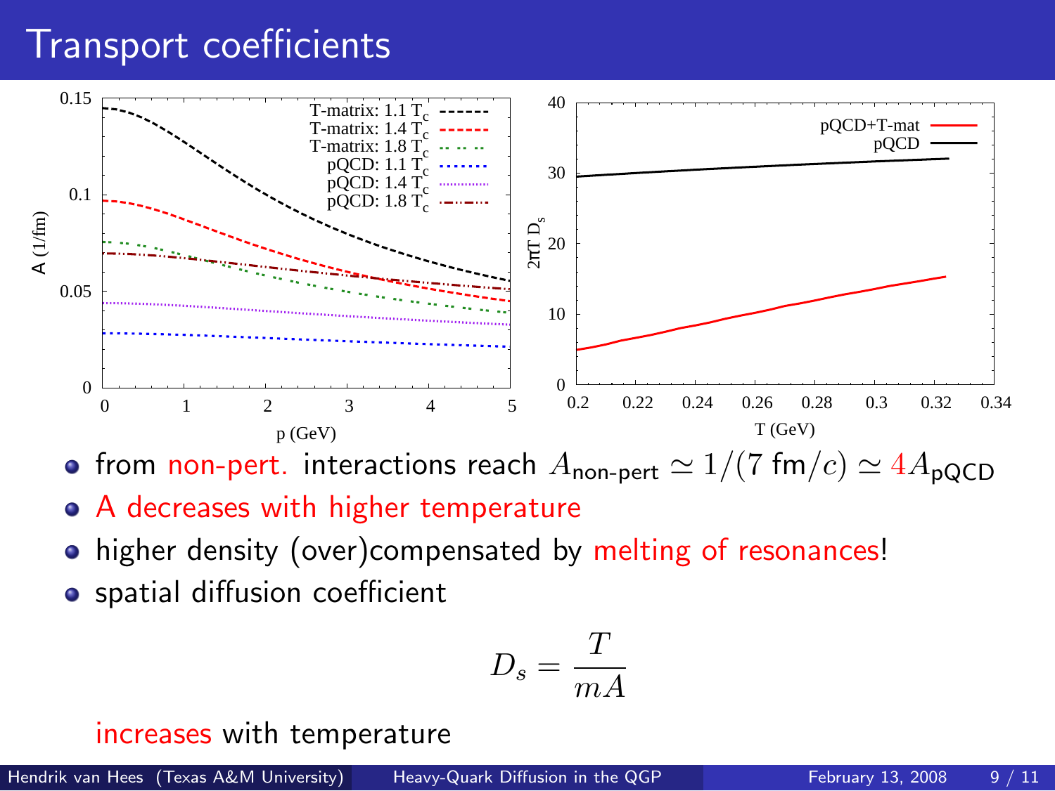# Transport coefficients

- from non-pert. interactions reach $A_{\text{non-pert}} \simeq 1/(7\ \text{fm}/c) \simeq 4 A_{\text{pQCD}}$
- A decreases with higher temperature
- higher density (over)compensated by melting of resonances!
- spatial diffusion coefficient

$$D_s = \frac{T}{mA}$$

increases with temperature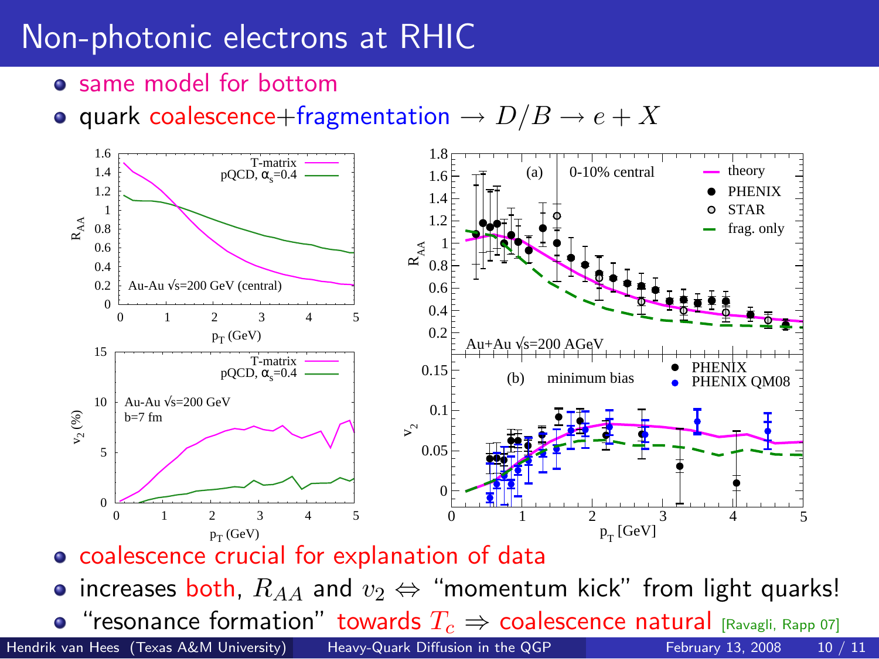# Non-photonic electrons at RHIC

- same model for bottom
- quark coalescence+fragmentation $\rightarrow D/B \rightarrow e + X$

- coalescence crucial for explanation of data
- increases both, $R_{AA}$ and $v_2 \Leftrightarrow$ "momentum kick" from light quarks!
- "resonance formation" towards $T_c \Rightarrow$ coalescence natural [Ravagli, Rapp 07]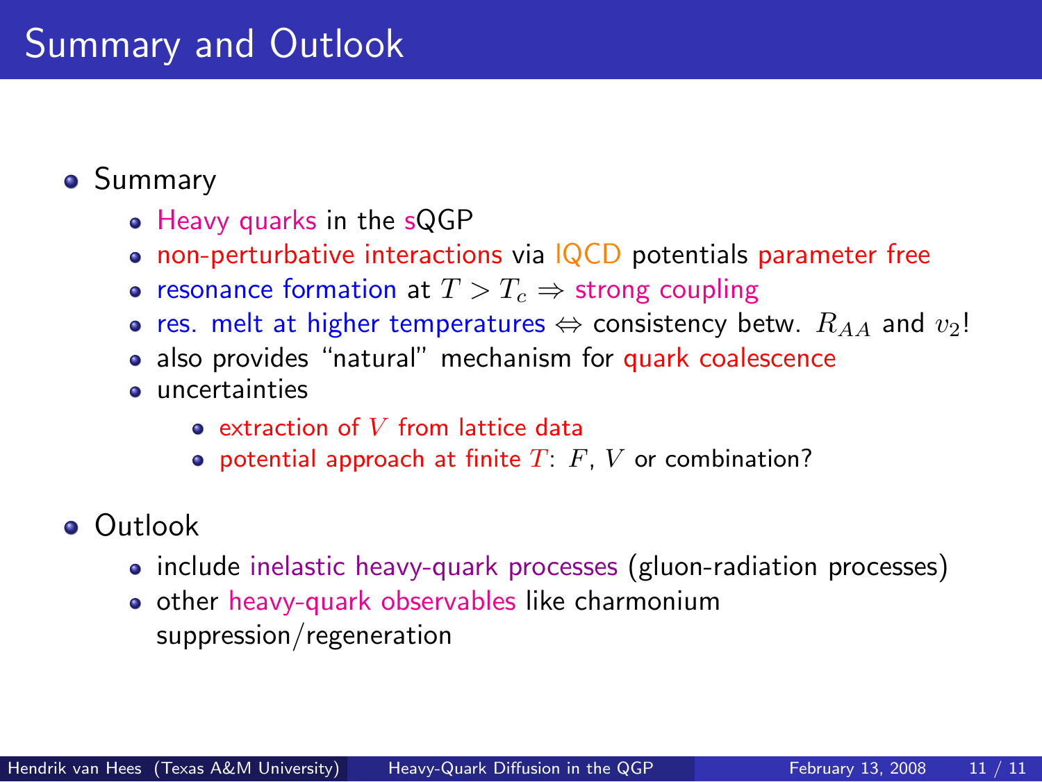# Summary and Outlook

- Summary
  - Heavy quarks in the sQGP
  - non-perturbative interactions via lQCD potentials parameter free
  - resonance formation at $T > T_c \Rightarrow$ strong coupling
  - res. melt at higher temperatures $\Leftrightarrow$ consistency betw. $R_{AA}$ and $v_2$!
  - also provides "natural" mechanism for quark coalescence
  - uncertainties
    - extraction of $V$ from lattice data
    - potential approach at finite $T$: $F$, $V$ or combination?
- Outlook
  - include inelastic heavy-quark processes (gluon-radiation processes)
  - other heavy-quark observables like charmonium suppression/regeneration